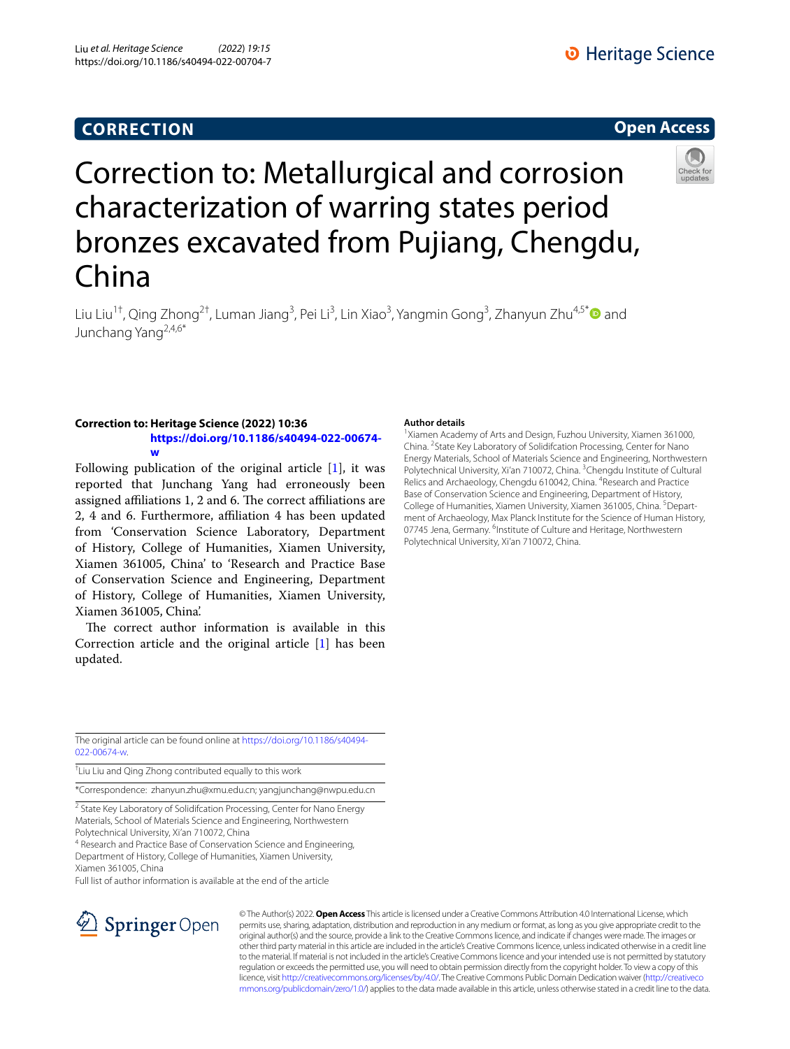CORRECTION

Open Access

# Correction to: Metallurgical and corrosion characterization of warring states period bronzes excavated from Pujiang, Chengdu, China

Liu Liu[1†], Qing Zhong[2†], Luman Jiang[3], Pei Li[3], Lin Xiao[3], Yangmin Gong[3], Zhanyun Zhu[4,5*] and Junchang Yang[2,4,6*]

**Correction to: Heritage Science (2022) 10:36**
**https://doi.org/10.1186/s40494-022-00674-w**

Following publication of the original article [1], it was reported that Junchang Yang had erroneously been assigned affiliations 1, 2 and 6. The correct affiliations are 2, 4 and 6. Furthermore, affiliation 4 has been updated from 'Conservation Science Laboratory, Department of History, College of Humanities, Xiamen University, Xiamen 361005, China' to 'Research and Practice Base of Conservation Science and Engineering, Department of History, College of Humanities, Xiamen University, Xiamen 361005, China'.

The correct author information is available in this Correction article and the original article [1] has been updated.

## Author details

[1]Xiamen Academy of Arts and Design, Fuzhou University, Xiamen 361000, China. [2]State Key Laboratory of Solidifcation Processing, Center for Nano Energy Materials, School of Materials Science and Engineering, Northwestern Polytechnical University, Xi'an 710072, China. [3]Chengdu Institute of Cultural Relics and Archaeology, Chengdu 610042, China. [4]Research and Practice Base of Conservation Science and Engineering, Department of History, College of Humanities, Xiamen University, Xiamen 361005, China. [5]Department of Archaeology, Max Planck Institute for the Science of Human History, 07745 Jena, Germany. [6]Institute of Culture and Heritage, Northwestern Polytechnical University, Xi'an 710072, China.

---

The original article can be found online at https://doi.org/10.1186/s40494-022-00674-w.

†Liu Liu and Qing Zhong contributed equally to this work

*Correspondence: zhanyun.zhu@xmu.edu.cn; yangjunchang@nwpu.edu.cn

[2] State Key Laboratory of Solidifcation Processing, Center for Nano Energy Materials, School of Materials Science and Engineering, Northwestern Polytechnical University, Xi'an 710072, China

[4] Research and Practice Base of Conservation Science and Engineering, Department of History, College of Humanities, Xiamen University, Xiamen 361005, China

Full list of author information is available at the end of the article

© The Author(s) 2022. **Open Access** This article is licensed under a Creative Commons Attribution 4.0 International License, which permits use, sharing, adaptation, distribution and reproduction in any medium or format, as long as you give appropriate credit to the original author(s) and the source, provide a link to the Creative Commons licence, and indicate if changes were made. The images or other third party material in this article are included in the article's Creative Commons licence, unless indicated otherwise in a credit line to the material. If material is not included in the article's Creative Commons licence and your intended use is not permitted by statutory regulation or exceeds the permitted use, you will need to obtain permission directly from the copyright holder. To view a copy of this licence, visit http://creativecommons.org/licenses/by/4.0/. The Creative Commons Public Domain Dedication waiver (http://creativecommons.org/publicdomain/zero/1.0/) applies to the data made available in this article, unless otherwise stated in a credit line to the data.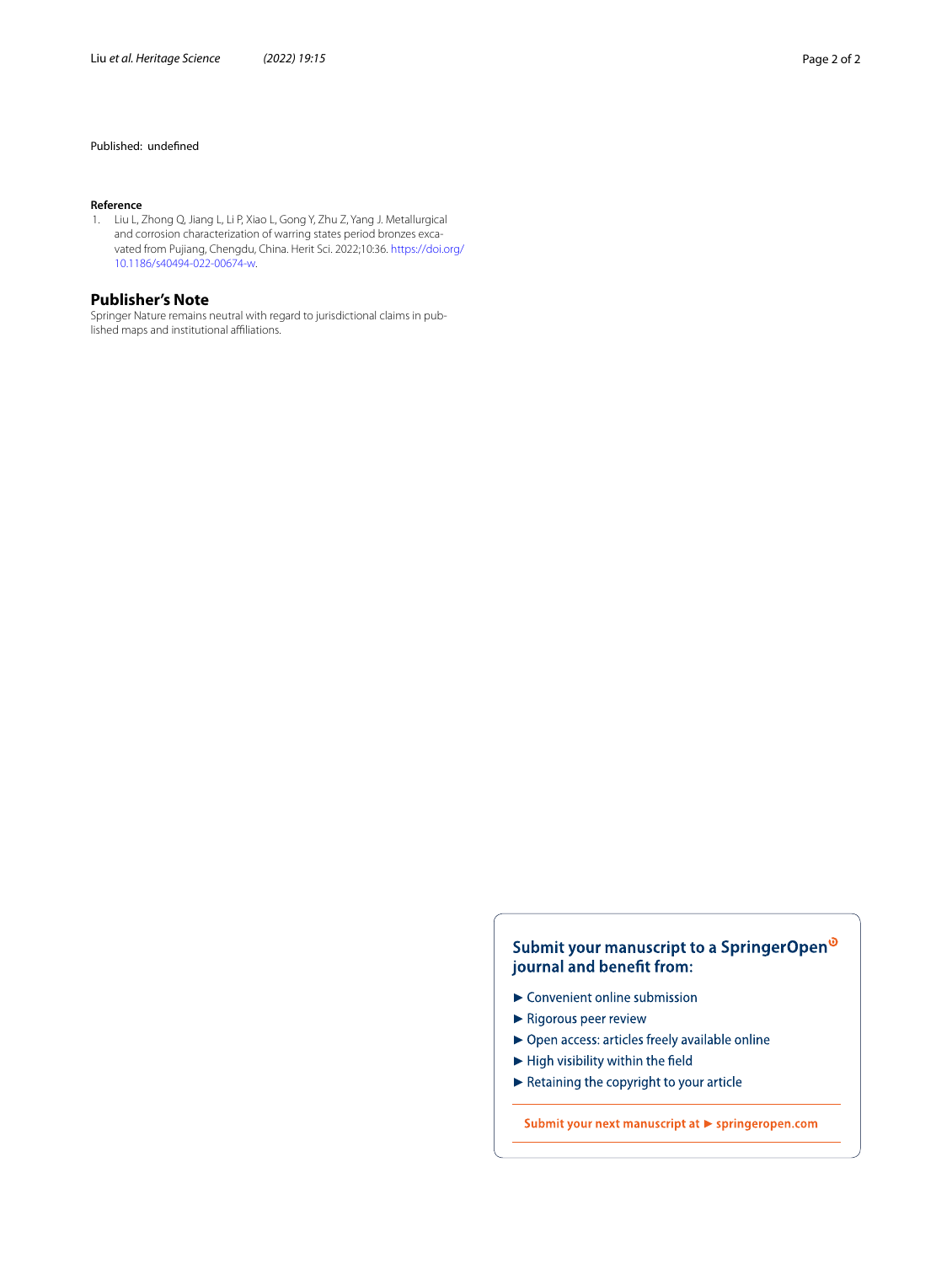Published: undefined

**Reference**

1. Liu L, Zhong Q, Jiang L, Li P, Xiao L, Gong Y, Zhu Z, Yang J. Metallurgical and corrosion characterization of warring states period bronzes excavated from Pujiang, Chengdu, China. Herit Sci. 2022;10:36. https://doi.org/10.1186/s40494-022-00674-w.

## Publisher's Note

Springer Nature remains neutral with regard to jurisdictional claims in published maps and institutional affiliations.

**Submit your manuscript to a SpringerOpen journal and benefit from:**

- ► Convenient online submission
- ► Rigorous peer review
- ► Open access: articles freely available online
- ► High visibility within the field
- ► Retaining the copyright to your article

**Submit your next manuscript at ► springeropen.com**